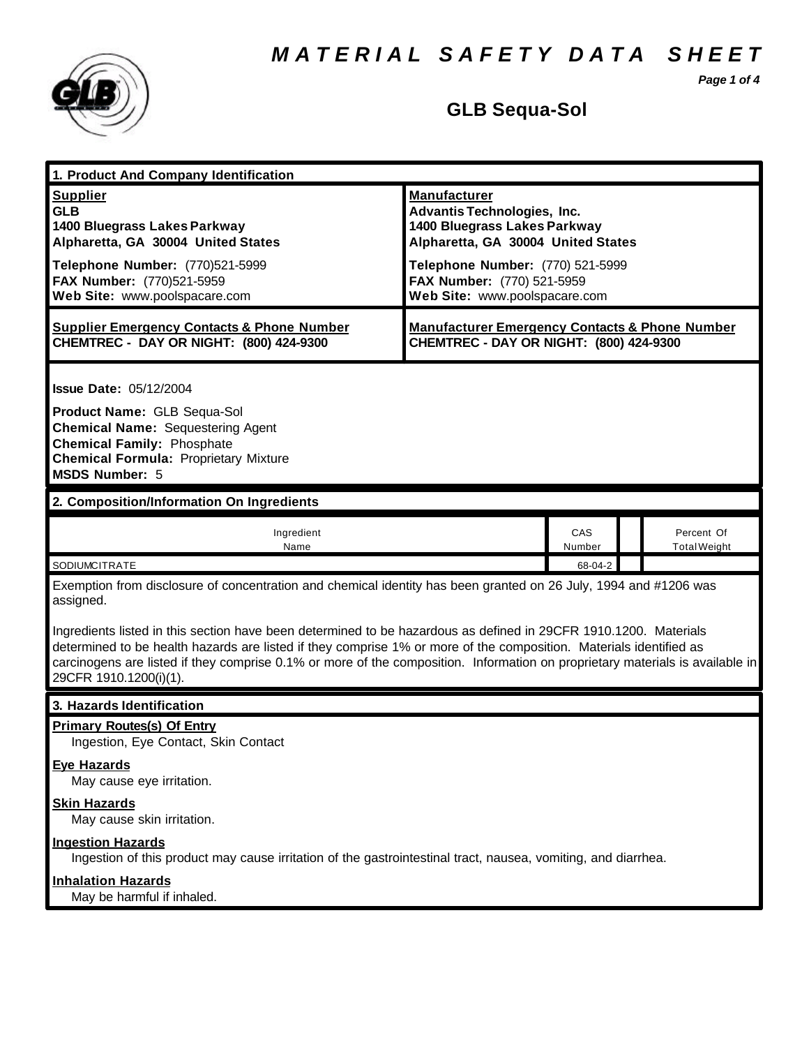# MATERIAL SAFETY DATA SHEET

## GLB Sequa-Sol

### 1. Product And Company Identification

| **Supplier** | **Manufacturer** |
|---|---|
| **GLB**<br>**1400 Bluegrass Lakes Parkway**<br>**Alpharetta, GA 30004 United States** | **Advantis Technologies, Inc.**<br>**1400 Bluegrass Lakes Parkway**<br>**Alpharetta, GA 30004 United States** |
| **Telephone Number:** (770)521-5999<br>**FAX Number:** (770)521-5959<br>**Web Site:** www.poolspacare.com | **Telephone Number:** (770) 521-5999<br>**FAX Number:** (770) 521-5959<br>**Web Site:** www.poolspacare.com |
| **Supplier Emergency Contacts & Phone Number**<br>**CHEMTREC - DAY OR NIGHT: (800) 424-9300** | **Manufacturer Emergency Contacts & Phone Number**<br>**CHEMTREC - DAY OR NIGHT: (800) 424-9300** |

**Issue Date:** 05/12/2004

**Product Name:** GLB Sequa-Sol
**Chemical Name:** Sequestering Agent
**Chemical Family:** Phosphate
**Chemical Formula:** Proprietary Mixture
**MSDS Number:** 5

### 2. Composition/Information On Ingredients

| Ingredient Name | CAS Number | | Percent Of Total Weight |
|---|---|---|---|
| SODIUMCITRATE | 68-04-2 | | |

Exemption from disclosure of concentration and chemical identity has been granted on 26 July, 1994 and #1206 was assigned.

Ingredients listed in this section have been determined to be hazardous as defined in 29CFR 1910.1200. Materials determined to be health hazards are listed if they comprise 1% or more of the composition. Materials identified as carcinogens are listed if they comprise 0.1% or more of the composition. Information on proprietary materials is available in 29CFR 1910.1200(i)(1).

### 3. Hazards Identification

**Primary Routes(s) Of Entry**
Ingestion, Eye Contact, Skin Contact

**Eye Hazards**
May cause eye irritation.

**Skin Hazards**
May cause skin irritation.

**Ingestion Hazards**
Ingestion of this product may cause irritation of the gastrointestinal tract, nausea, vomiting, and diarrhea.

**Inhalation Hazards**
May be harmful if inhaled.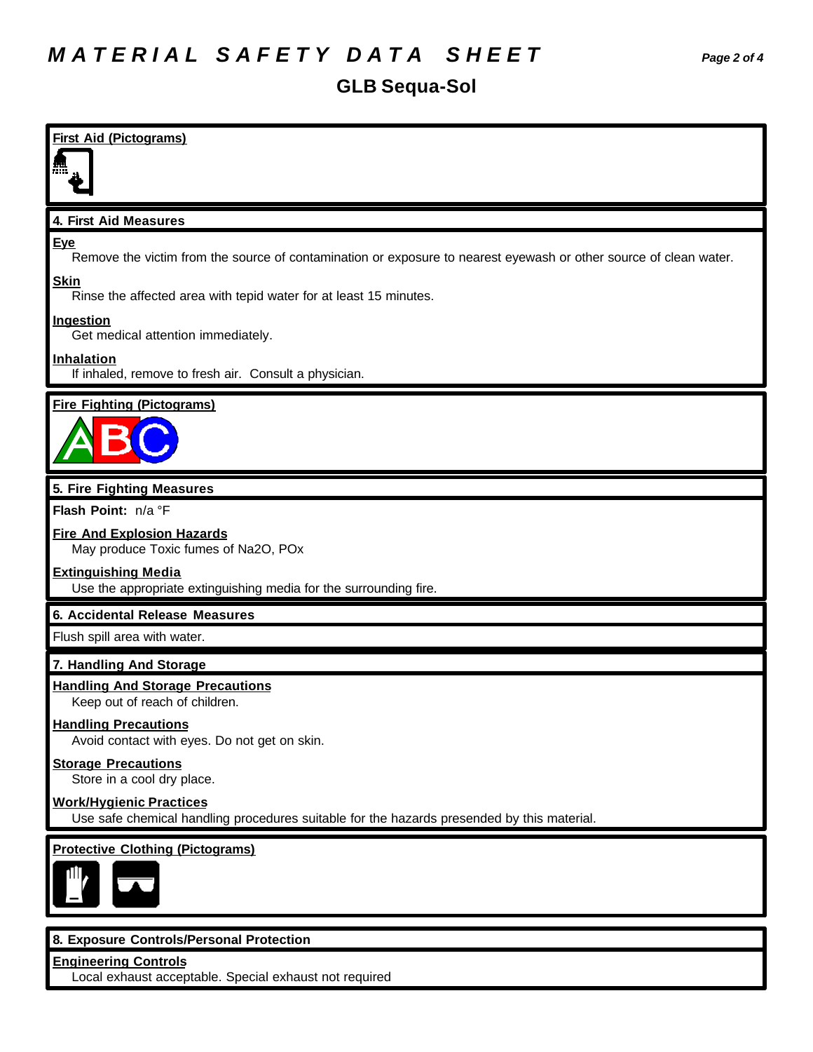# GLB Sequa-Sol

## First Aid (Pictograms)

## 4. First Aid Measures

**Eye**

Remove the victim from the source of contamination or exposure to nearest eyewash or other source of clean water.

**Skin**

Rinse the affected area with tepid water for at least 15 minutes.

**Ingestion**

Get medical attention immediately.

**Inhalation**

If inhaled, remove to fresh air. Consult a physician.

## Fire Fighting (Pictograms)

## 5. Fire Fighting Measures

**Flash Point:** n/a °F

**Fire And Explosion Hazards**

May produce Toxic fumes of $Na_2O$, $PO_x$

**Extinguishing Media**

Use the appropriate extinguishing media for the surrounding fire.

## 6. Accidental Release Measures

Flush spill area with water.

## 7. Handling And Storage

**Handling And Storage Precautions**

Keep out of reach of children.

**Handling Precautions**

Avoid contact with eyes. Do not get on skin.

**Storage Precautions**

Store in a cool dry place.

**Work/Hygienic Practices**

Use safe chemical handling procedures suitable for the hazards presended by this material.

## Protective Clothing (Pictograms)

## 8. Exposure Controls/Personal Protection

**Engineering Controls**

Local exhaust acceptable. Special exhaust not required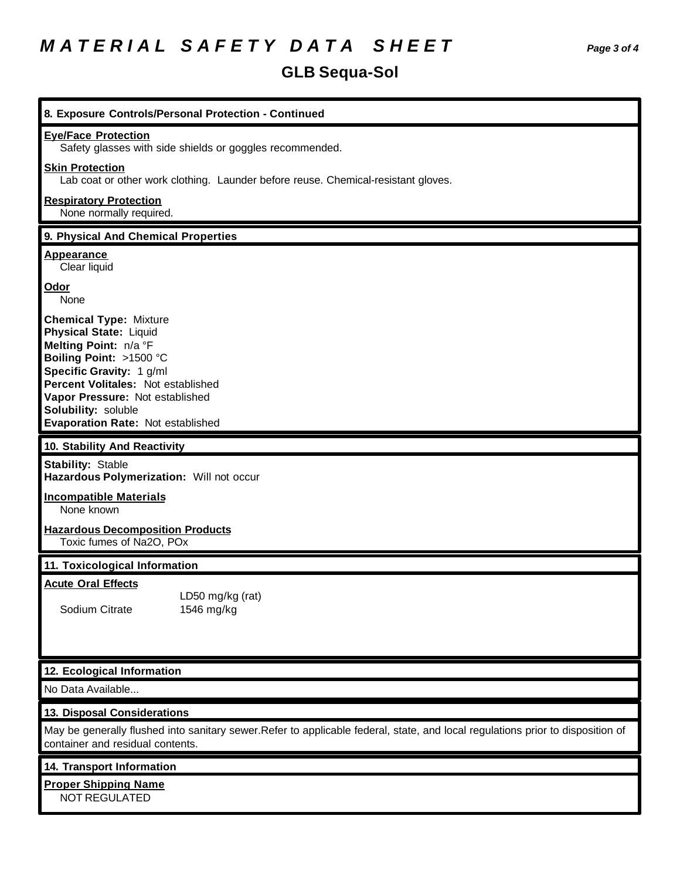# *MATERIAL SAFETY DATA SHEET*

## GLB Sequa-Sol

### 8. Exposure Controls/Personal Protection - Continued

**Eye/Face Protection**

Safety glasses with side shields or goggles recommended.

**Skin Protection**

Lab coat or other work clothing. Launder before reuse. Chemical-resistant gloves.

**Respiratory Protection**

None normally required.

### 9. Physical And Chemical Properties

**Appearance**

Clear liquid

**Odor**

None

**Chemical Type:** Mixture
**Physical State:** Liquid
**Melting Point:** n/a °F
**Boiling Point:** >1500 °C
**Specific Gravity:** 1 g/ml
**Percent Volitales:** Not established
**Vapor Pressure:** Not established
**Solubility:** soluble
**Evaporation Rate:** Not established

### 10. Stability And Reactivity

**Stability:** Stable
**Hazardous Polymerization:** Will not occur

**Incompatible Materials**

None known

**Hazardous Decomposition Products**

Toxic fumes of $Na_2O$, $PO_x$

### 11. Toxicological Information

**Acute Oral Effects**

| | LD50 mg/kg (rat) |
|---|---|
| Sodium Citrate | 1546 mg/kg |

### 12. Ecological Information

No Data Available...

### 13. Disposal Considerations

May be generally flushed into sanitary sewer.Refer to applicable federal, state, and local regulations prior to disposition of container and residual contents.

### 14. Transport Information

**Proper Shipping Name**

NOT REGULATED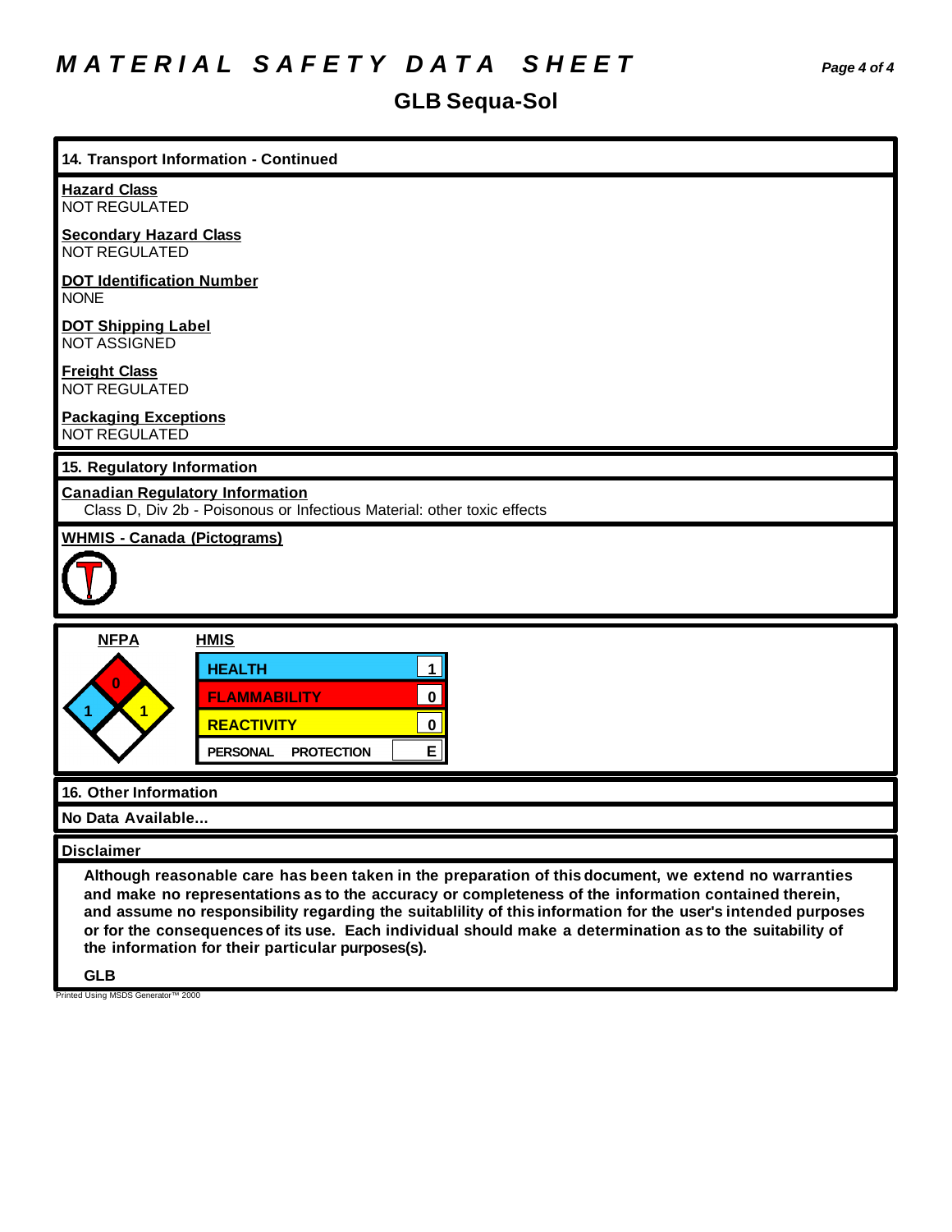# MATERIAL SAFETY DATA SHEET

## GLB Sequa-Sol

### 14. Transport Information - Continued

**Hazard Class**
NOT REGULATED

**Secondary Hazard Class**
NOT REGULATED

**DOT Identification Number**
NONE

**DOT Shipping Label**
NOT ASSIGNED

**Freight Class**
NOT REGULATED

**Packaging Exceptions**
NOT REGULATED

### 15. Regulatory Information

**Canadian Regulatory Information**
Class D, Div 2b - Poisonous or Infectious Material: other toxic effects

**WHMIS - Canada (Pictograms)**

**NFPA**

0
1 1

**HMIS**

| | |
|---|---|
| HEALTH | 1 |
| FLAMMABILITY | 0 |
| REACTIVITY | 0 |
| PERSONAL PROTECTION | E |

### 16. Other Information

**No Data Available...**

### Disclaimer

**Although reasonable care has been taken in the preparation of this document, we extend no warranties and make no representations as to the accuracy or completeness of the information contained therein, and assume no responsibility regarding the suitablility of this information for the user's intended purposes or for the consequences of its use. Each individual should make a determination as to the suitability of the information for their particular purposes(s).**

**GLB**

Printed Using MSDS Generator™ 2000